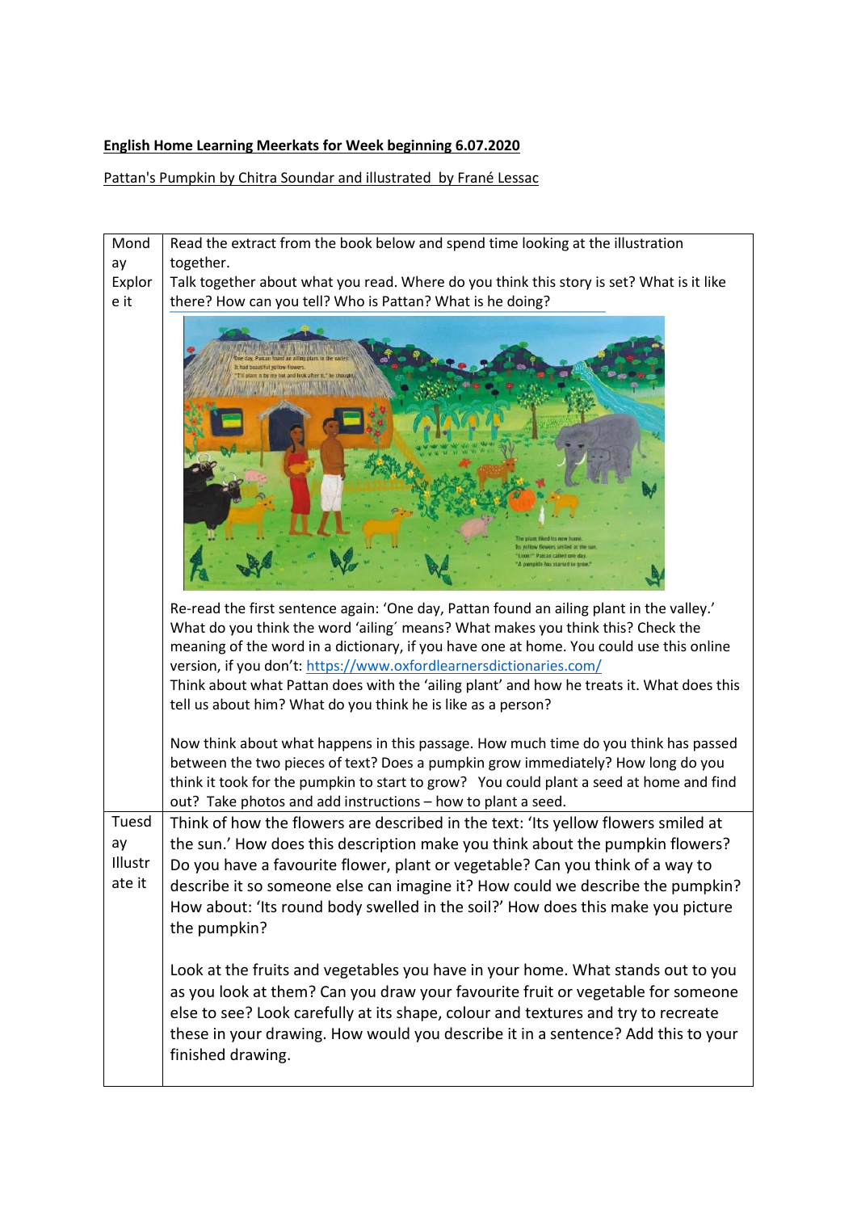**English Home Learning Meerkats for Week beginning 6.07.2020**

Pattan's Pumpkin by Chitra Soundar and illustrated by Frané Lessac

| | |
|---|---|
| Monday Explore it | Read the extract from the book below and spend time looking at the illustration together. Talk together about what you read. Where do you think this story is set? What is it like there? How can you tell? Who is Pattan? What is he doing? <br><br> Re-read the first sentence again: 'One day, Pattan found an ailing plant in the valley.' What do you think the word 'ailing' means? What makes you think this? Check the meaning of the word in a dictionary, if you have one at home. You could use this online version, if you don't: https://www.oxfordlearnersdictionaries.com/ Think about what Pattan does with the 'ailing plant' and how he treats it. What does this tell us about him? What do you think he is like as a person? <br><br> Now think about what happens in this passage. How much time do you think has passed between the two pieces of text? Does a pumpkin grow immediately? How long do you think it took for the pumpkin to start to grow? You could plant a seed at home and find out? Take photos and add instructions – how to plant a seed. |
| Tuesday Illustrate it | Think of how the flowers are described in the text: 'Its yellow flowers smiled at the sun.' How does this description make you think about the pumpkin flowers? Do you have a favourite flower, plant or vegetable? Can you think of a way to describe it so someone else can imagine it? How could we describe the pumpkin? How about: 'Its round body swelled in the soil?' How does this make you picture the pumpkin? <br><br> Look at the fruits and vegetables you have in your home. What stands out to you as you look at them? Can you draw your favourite fruit or vegetable for someone else to see? Look carefully at its shape, colour and textures and try to recreate these in your drawing. How would you describe it in a sentence? Add this to your finished drawing. |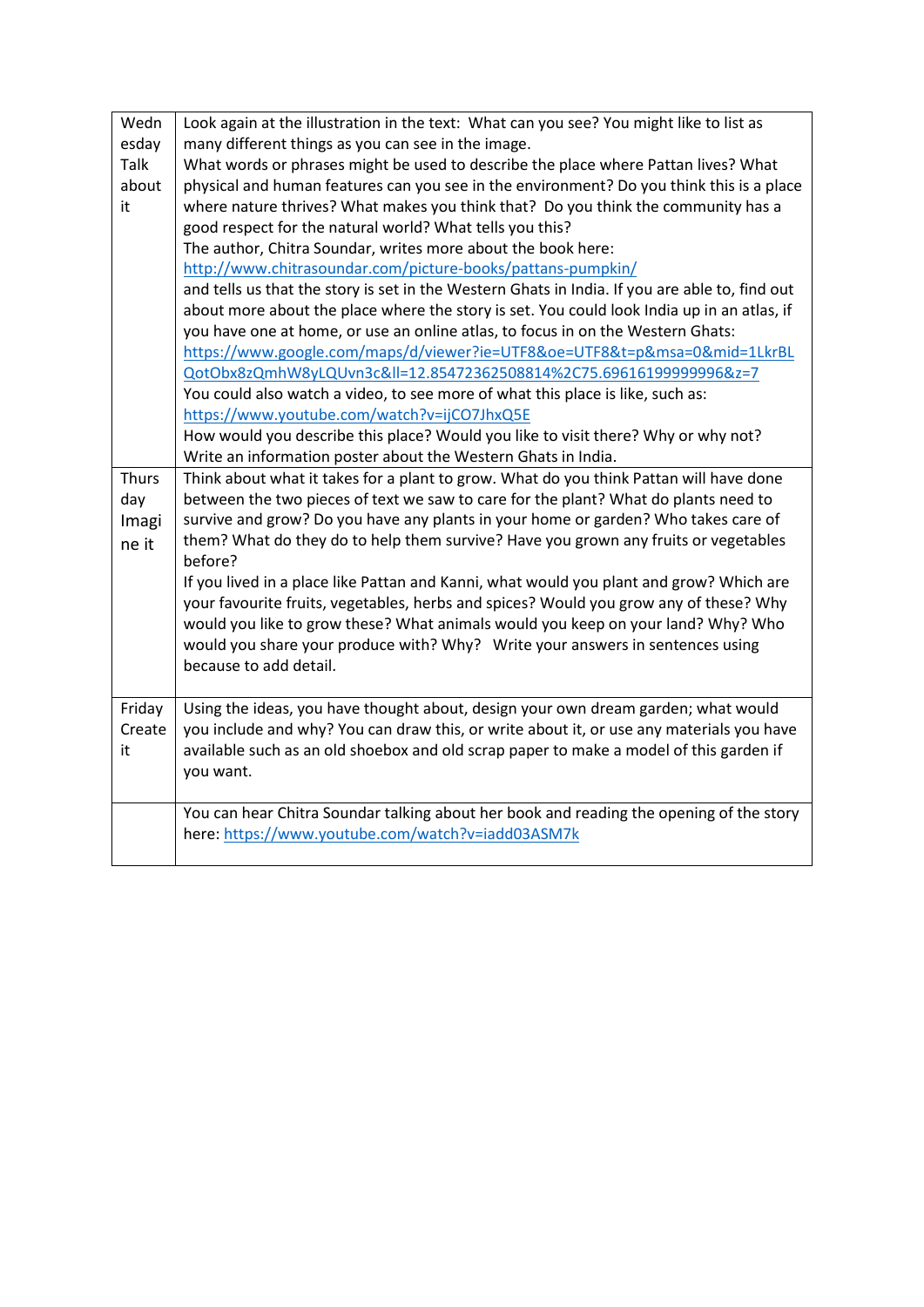| | |
|---|---|
| Wednesday Talk about it | Look again at the illustration in the text: What can you see? You might like to list as many different things as you can see in the image.<br>What words or phrases might be used to describe the place where Pattan lives? What physical and human features can you see in the environment? Do you think this is a place where nature thrives? What makes you think that? Do you think the community has a good respect for the natural world? What tells you this?<br>The author, Chitra Soundar, writes more about the book here: [http://www.chitrasoundar.com/picture-books/pattans-pumpkin/](http://www.chitrasoundar.com/picture-books/pattans-pumpkin/)<br>and tells us that the story is set in the Western Ghats in India. If you are able to, find out about more about the place where the story is set. You could look India up in an atlas, if you have one at home, or use an online atlas, to focus in on the Western Ghats: [https://www.google.com/maps/d/viewer?ie=UTF8&oe=UTF8&t=p&msa=0&mid=1LkrBLQotObx8zQmhW8yLQUvn3c&ll=12.85472362508814%2C75.69616199999996&z=7](https://www.google.com/maps/d/viewer?ie=UTF8&oe=UTF8&t=p&msa=0&mid=1LkrBLQotObx8zQmhW8yLQUvn3c&ll=12.85472362508814%2C75.69616199999996&z=7)<br>You could also watch a video, to see more of what this place is like, such as: [https://www.youtube.com/watch?v=ijCO7JhxQ5E](https://www.youtube.com/watch?v=ijCO7JhxQ5E)<br>How would you describe this place? Would you like to visit there? Why or why not? Write an information poster about the Western Ghats in India. |
| Thursday Imagine it | Think about what it takes for a plant to grow. What do you think Pattan will have done between the two pieces of text we saw to care for the plant? What do plants need to survive and grow? Do you have any plants in your home or garden? Who takes care of them? What do they do to help them survive? Have you grown any fruits or vegetables before?<br>If you lived in a place like Pattan and Kanni, what would you plant and grow? Which are your favourite fruits, vegetables, herbs and spices? Would you grow any of these? Why would you like to grow these? What animals would you keep on your land? Why? Who would you share your produce with? Why? Write your answers in sentences using because to add detail. |
| Friday Create it | Using the ideas, you have thought about, design your own dream garden; what would you include and why? You can draw this, or write about it, or use any materials you have available such as an old shoebox and old scrap paper to make a model of this garden if you want. |
| | You can hear Chitra Soundar talking about her book and reading the opening of the story here: [https://www.youtube.com/watch?v=iadd03ASM7k](https://www.youtube.com/watch?v=iadd03ASM7k) |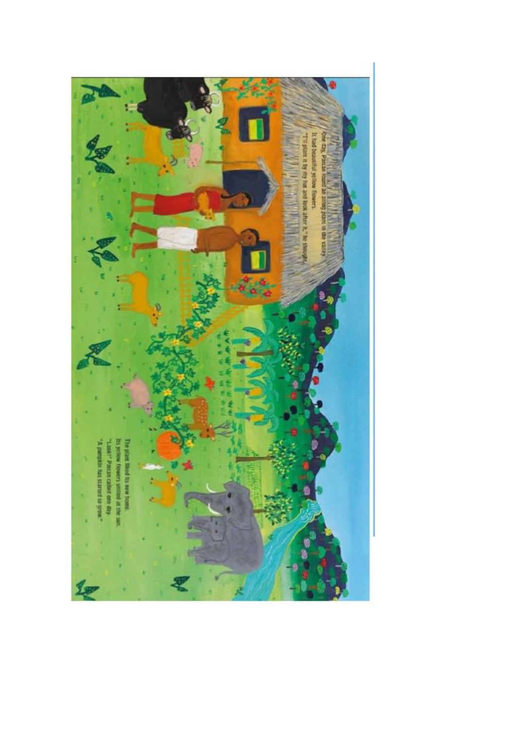One day, Pastan found an aning plant in the valley.
It had beautiful yellow flowers.
"I'll plant it by my hut and look after it," he thought.

The plant liked its new home.
Its yellow flowers smiled at the sun.
"Look!" Pastan called one day.
"A pumpkin has started to grow."